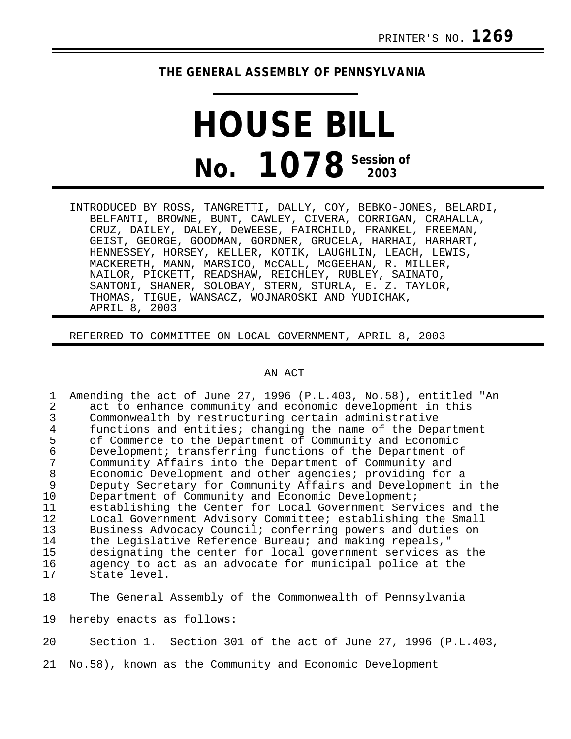PRINTER'S NO. **1269**

**THE GENERAL ASSEMBLY OF PENNSYLVANIA**

# HOUSE BILL

# No. 1078 Session of 2003

INTRODUCED BY ROSS, TANGRETTI, DALLY, COY, BEBKO-JONES, BELARDI, BELFANTI, BROWNE, BUNT, CAWLEY, CIVERA, CORRIGAN, CRAHALLA, CRUZ, DAILEY, DALEY, DeWEESE, FAIRCHILD, FRANKEL, FREEMAN, GEIST, GEORGE, GOODMAN, GORDNER, GRUCELA, HARHAI, HARHART, HENNESSEY, HORSEY, KELLER, KOTIK, LAUGHLIN, LEACH, LEWIS, MACKERETH, MANN, MARSICO, McCALL, McGEEHAN, R. MILLER, NAILOR, PICKETT, READSHAW, REICHLEY, RUBLEY, SAINATO, SANTONI, SHANER, SOLOBAY, STERN, STURLA, E. Z. TAYLOR, THOMAS, TIGUE, WANSACZ, WOJNAROSKI AND YUDICHAK, APRIL 8, 2003

REFERRED TO COMMITTEE ON LOCAL GOVERNMENT, APRIL 8, 2003

AN ACT

1 Amending the act of June 27, 1996 (P.L.403, No.58), entitled "An
2 act to enhance community and economic development in this
3 Commonwealth by restructuring certain administrative
4 functions and entities; changing the name of the Department
5 of Commerce to the Department of Community and Economic
6 Development; transferring functions of the Department of
7 Community Affairs into the Department of Community and
8 Economic Development and other agencies; providing for a
9 Deputy Secretary for Community Affairs and Development in the
10 Department of Community and Economic Development;
11 establishing the Center for Local Government Services and the
12 Local Government Advisory Committee; establishing the Small
13 Business Advocacy Council; conferring powers and duties on
14 the Legislative Reference Bureau; and making repeals,"
15 designating the center for local government services as the
16 agency to act as an advocate for municipal police at the
17 State level.

18 The General Assembly of the Commonwealth of Pennsylvania
19 hereby enacts as follows:

20 Section 1. Section 301 of the act of June 27, 1996 (P.L.403,
21 No.58), known as the Community and Economic Development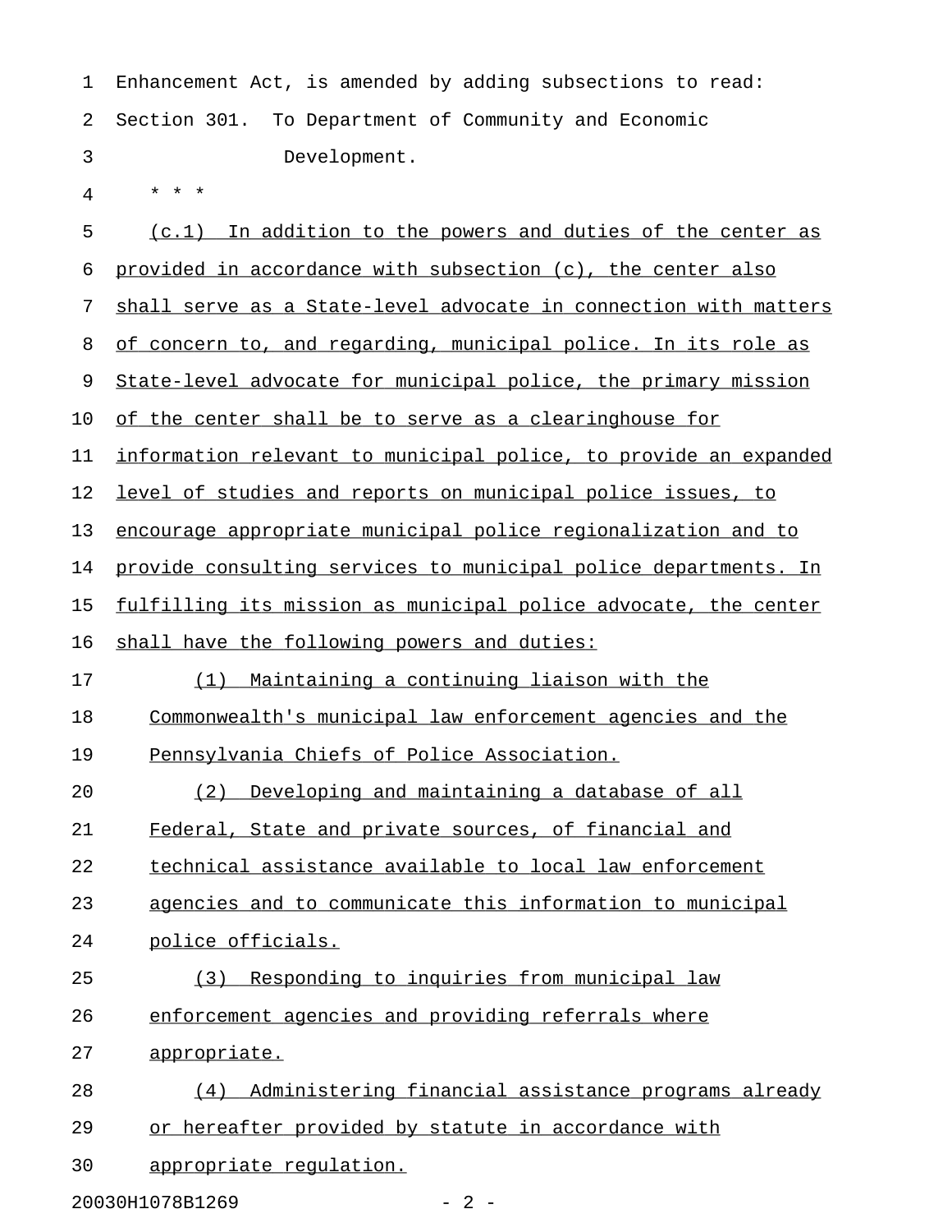Enhancement Act, is amended by adding subsections to read:

Section 301. To Department of Community and Economic Development.

\* \* \*

(c.1) In addition to the powers and duties of the center as provided in accordance with subsection (c), the center also shall serve as a State-level advocate in connection with matters of concern to, and regarding, municipal police. In its role as State-level advocate for municipal police, the primary mission of the center shall be to serve as a clearinghouse for information relevant to municipal police, to provide an expanded level of studies and reports on municipal police issues, to encourage appropriate municipal police regionalization and to provide consulting services to municipal police departments. In fulfilling its mission as municipal police advocate, the center shall have the following powers and duties:

(1) Maintaining a continuing liaison with the Commonwealth's municipal law enforcement agencies and the Pennsylvania Chiefs of Police Association.

(2) Developing and maintaining a database of all Federal, State and private sources, of financial and technical assistance available to local law enforcement agencies and to communicate this information to municipal police officials.

(3) Responding to inquiries from municipal law enforcement agencies and providing referrals where appropriate.

(4) Administering financial assistance programs already or hereafter provided by statute in accordance with appropriate regulation.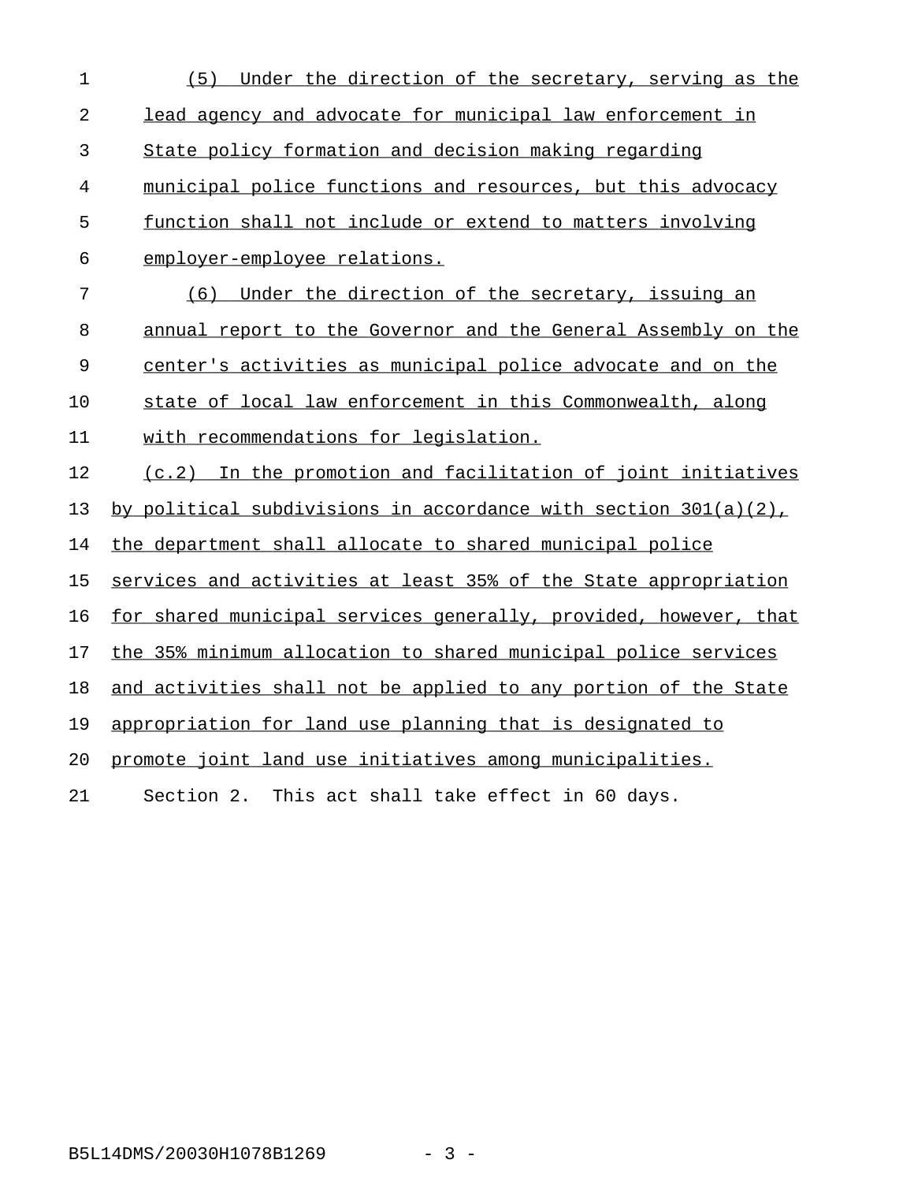(5) Under the direction of the secretary, serving as the lead agency and advocate for municipal law enforcement in State policy formation and decision making regarding municipal police functions and resources, but this advocacy function shall not include or extend to matters involving employer-employee relations.

(6) Under the direction of the secretary, issuing an annual report to the Governor and the General Assembly on the center's activities as municipal police advocate and on the state of local law enforcement in this Commonwealth, along with recommendations for legislation.

(c.2) In the promotion and facilitation of joint initiatives by political subdivisions in accordance with section 301(a)(2), the department shall allocate to shared municipal police services and activities at least 35% of the State appropriation for shared municipal services generally, provided, however, that the 35% minimum allocation to shared municipal police services and activities shall not be applied to any portion of the State appropriation for land use planning that is designated to promote joint land use initiatives among municipalities.

Section 2. This act shall take effect in 60 days.